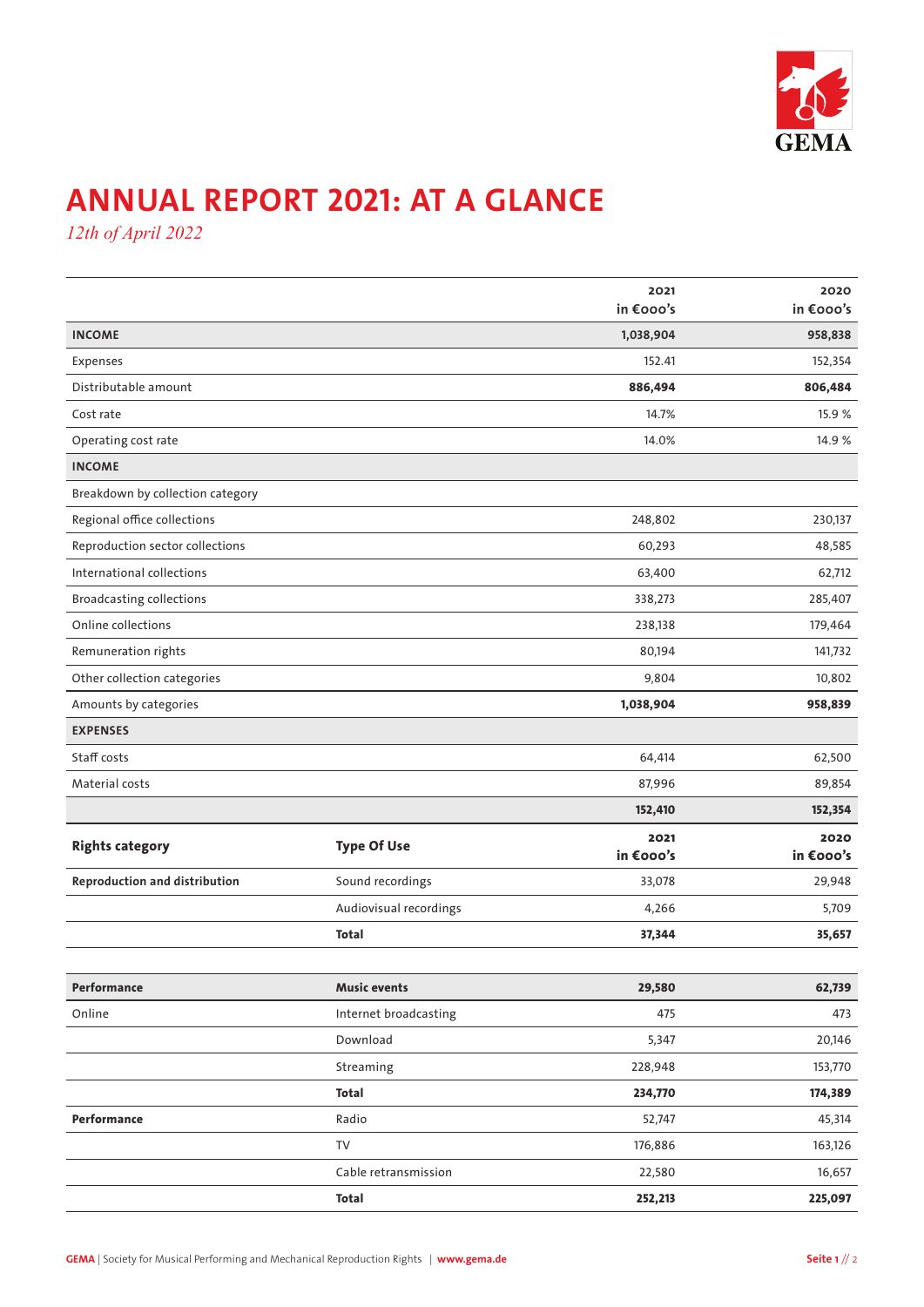# ANNUAL REPORT 2021: AT A GLANCE

*12th of April 2022*

| | 2021 in €000's | 2020 in €000's |
|---|---|---|
| **INCOME** | **1,038,904** | **958,838** |
| Expenses | 152.41 | 152,354 |
| Distributable amount | **886,494** | **806,484** |
| Cost rate | 14.7% | 15.9 % |
| Operating cost rate | 14.0% | 14.9 % |
| **INCOME** | | |
| Breakdown by collection category | | |
| Regional office collections | 248,802 | 230,137 |
| Reproduction sector collections | 60,293 | 48,585 |
| International collections | 63,400 | 62,712 |
| Broadcasting collections | 338,273 | 285,407 |
| Online collections | 238,138 | 179,464 |
| Remuneration rights | 80,194 | 141,732 |
| Other collection categories | 9,804 | 10,802 |
| Amounts by categories | **1,038,904** | **958,839** |
| **EXPENSES** | | |
| Staff costs | 64,414 | 62,500 |
| Material costs | 87,996 | 89,854 |
| | **152,410** | **152,354** |

| **Rights category** | **Type Of Use** | 2021 in €000's | 2020 in €000's |
|---|---|---|---|
| **Reproduction and distribution** | Sound recordings | 33,078 | 29,948 |
| | Audiovisual recordings | 4,266 | 5,709 |
| | **Total** | **37,344** | **35,657** |
| | | | |
| **Performance** | **Music events** | **29,580** | **62,739** |
| Online | Internet broadcasting | 475 | 473 |
| | Download | 5,347 | 20,146 |
| | Streaming | 228,948 | 153,770 |
| | **Total** | **234,770** | **174,389** |
| **Performance** | Radio | 52,747 | 45,314 |
| | TV | 176,886 | 163,126 |
| | Cable retransmission | 22,580 | 16,657 |
| | **Total** | **252,213** | **225,097** |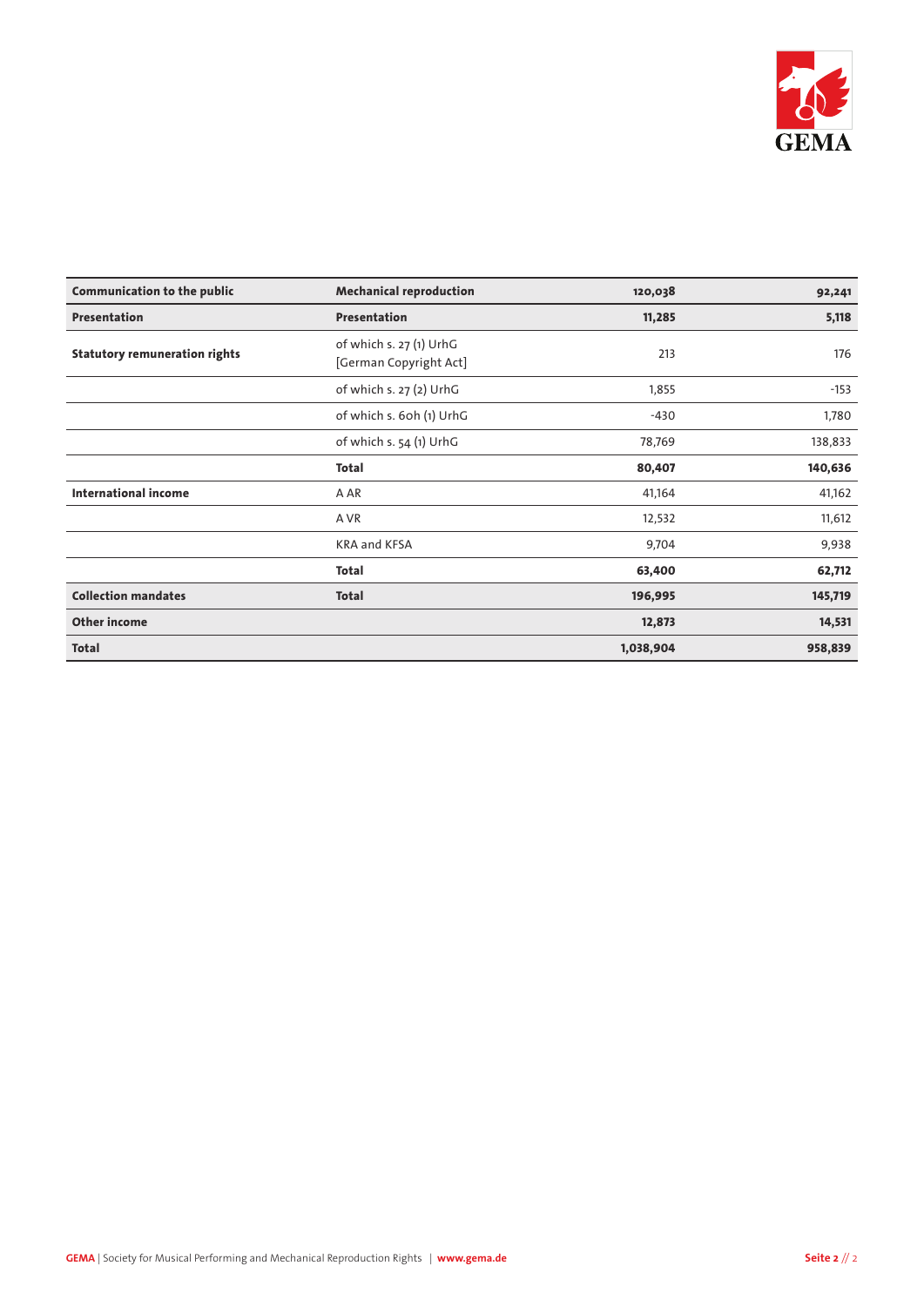| | | | |
|---|---|---|---|
| **Communication to the public** | **Mechanical reproduction** | **120,038** | **92,241** |
| **Presentation** | **Presentation** | **11,285** | **5,118** |
| **Statutory remuneration rights** | of which s. 27 (1) UrhG [German Copyright Act] | 213 | 176 |
| | of which s. 27 (2) UrhG | 1,855 | -153 |
| | of which s. 60h (1) UrhG | -430 | 1,780 |
| | of which s. 54 (1) UrhG | 78,769 | 138,833 |
| | **Total** | **80,407** | **140,636** |
| **International income** | A AR | 41,164 | 41,162 |
| | A VR | 12,532 | 11,612 |
| | KRA and KFSA | 9,704 | 9,938 |
| | **Total** | **63,400** | **62,712** |
| **Collection mandates** | **Total** | **196,995** | **145,719** |
| **Other income** | | **12,873** | **14,531** |
| **Total** | | **1,038,904** | **958,839** |